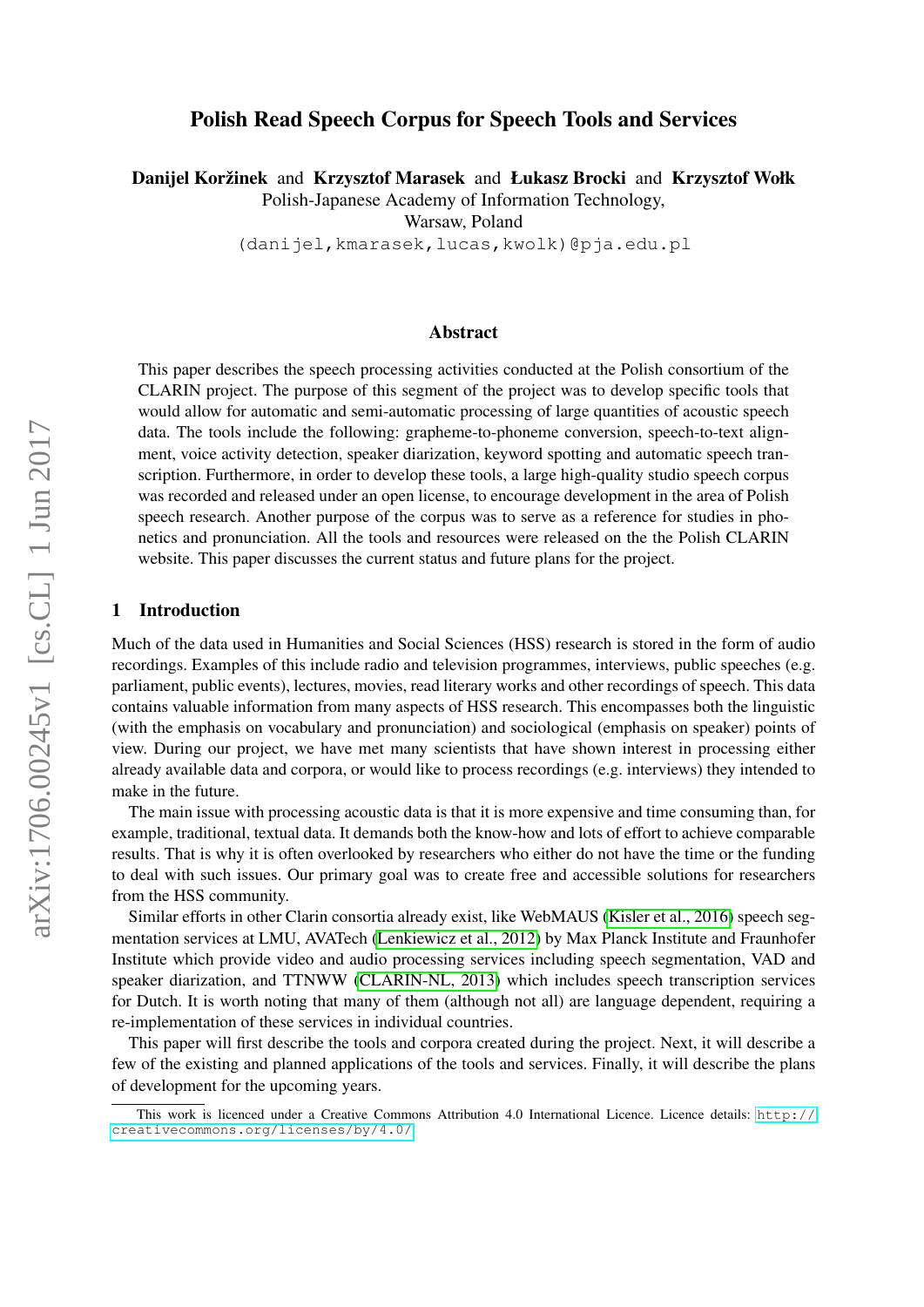# Polish Read Speech Corpus for Speech Tools and Services

**Danijel Koržinek** and **Krzysztof Marasek** and **Łukasz Brocki** and **Krzysztof Wołk**
Polish-Japanese Academy of Information Technology,
Warsaw, Poland
(danijel,kmarasek,lucas,kwolk)@pja.edu.pl

## Abstract

This paper describes the speech processing activities conducted at the Polish consortium of the CLARIN project. The purpose of this segment of the project was to develop specific tools that would allow for automatic and semi-automatic processing of large quantities of acoustic speech data. The tools include the following: grapheme-to-phoneme conversion, speech-to-text alignment, voice activity detection, speaker diarization, keyword spotting and automatic speech transcription. Furthermore, in order to develop these tools, a large high-quality studio speech corpus was recorded and released under an open license, to encourage development in the area of Polish speech research. Another purpose of the corpus was to serve as a reference for studies in phonetics and pronunciation. All the tools and resources were released on the the Polish CLARIN website. This paper discusses the current status and future plans for the project.

## 1 Introduction

Much of the data used in Humanities and Social Sciences (HSS) research is stored in the form of audio recordings. Examples of this include radio and television programmes, interviews, public speeches (e.g. parliament, public events), lectures, movies, read literary works and other recordings of speech. This data contains valuable information from many aspects of HSS research. This encompasses both the linguistic (with the emphasis on vocabulary and pronunciation) and sociological (emphasis on speaker) points of view. During our project, we have met many scientists that have shown interest in processing either already available data and corpora, or would like to process recordings (e.g. interviews) they intended to make in the future.

The main issue with processing acoustic data is that it is more expensive and time consuming than, for example, traditional, textual data. It demands both the know-how and lots of effort to achieve comparable results. That is why it is often overlooked by researchers who either do not have the time or the funding to deal with such issues. Our primary goal was to create free and accessible solutions for researchers from the HSS community.

Similar efforts in other Clarin consortia already exist, like WebMAUS (Kisler et al., 2016) speech segmentation services at LMU, AVATech (Lenkiewicz et al., 2012) by Max Planck Institute and Fraunhofer Institute which provide video and audio processing services including speech segmentation, VAD and speaker diarization, and TTNWW (CLARIN-NL, 2013) which includes speech transcription services for Dutch. It is worth noting that many of them (although not all) are language dependent, requiring a re-implementation of these services in individual countries.

This paper will first describe the tools and corpora created during the project. Next, it will describe a few of the existing and planned applications of the tools and services. Finally, it will describe the plans of development for the upcoming years.

This work is licenced under a Creative Commons Attribution 4.0 International Licence. Licence details: http://creativecommons.org/licenses/by/4.0/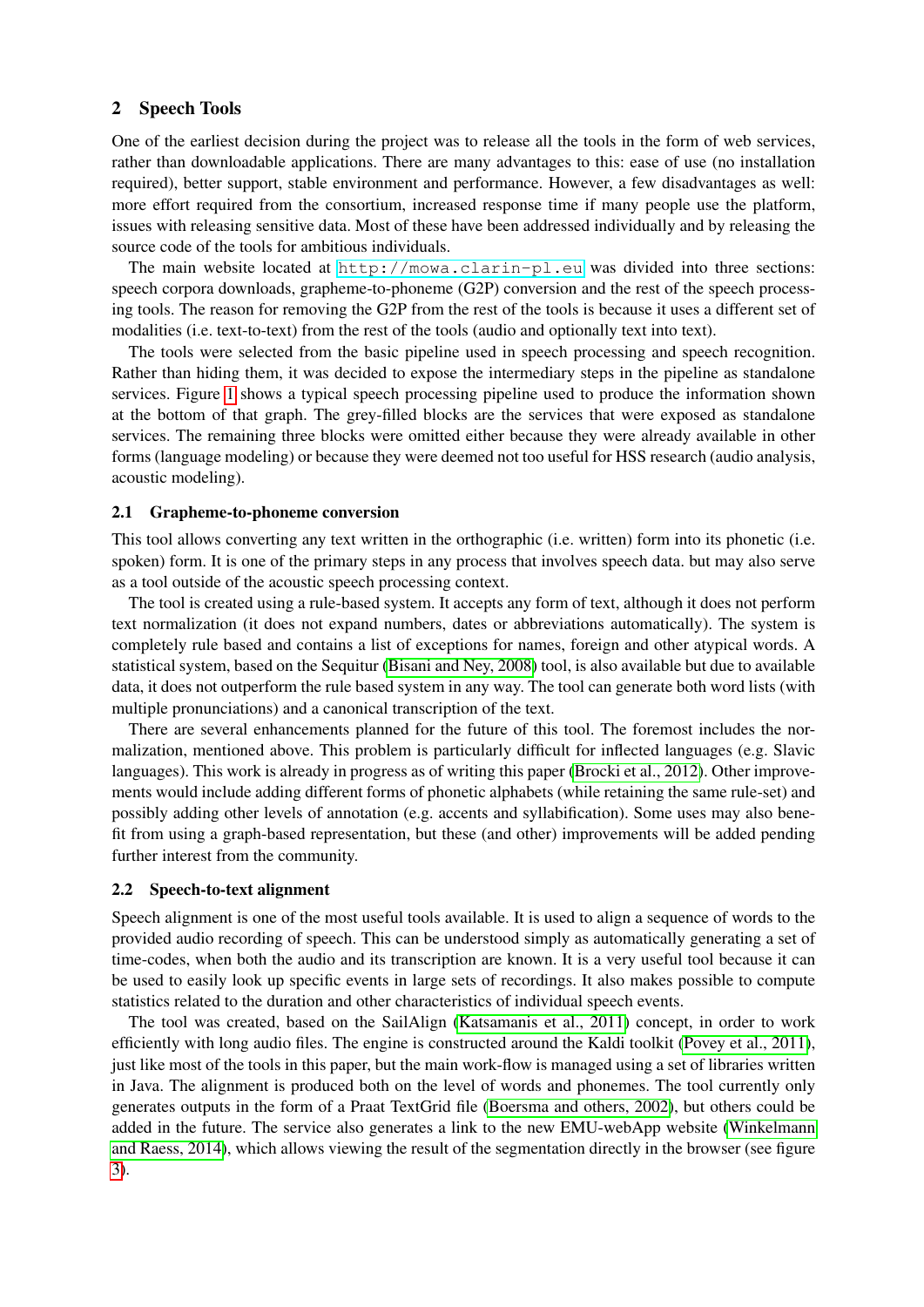## 2 Speech Tools

One of the earliest decision during the project was to release all the tools in the form of web services, rather than downloadable applications. There are many advantages to this: ease of use (no installation required), better support, stable environment and performance. However, a few disadvantages as well: more effort required from the consortium, increased response time if many people use the platform, issues with releasing sensitive data. Most of these have been addressed individually and by releasing the source code of the tools for ambitious individuals.

The main website located at http://mowa.clarin-pl.eu was divided into three sections: speech corpora downloads, grapheme-to-phoneme (G2P) conversion and the rest of the speech processing tools. The reason for removing the G2P from the rest of the tools is because it uses a different set of modalities (i.e. text-to-text) from the rest of the tools (audio and optionally text into text).

The tools were selected from the basic pipeline used in speech processing and speech recognition. Rather than hiding them, it was decided to expose the intermediary steps in the pipeline as standalone services. Figure 1 shows a typical speech processing pipeline used to produce the information shown at the bottom of that graph. The grey-filled blocks are the services that were exposed as standalone services. The remaining three blocks were omitted either because they were already available in other forms (language modeling) or because they were deemed not too useful for HSS research (audio analysis, acoustic modeling).

### 2.1 Grapheme-to-phoneme conversion

This tool allows converting any text written in the orthographic (i.e. written) form into its phonetic (i.e. spoken) form. It is one of the primary steps in any process that involves speech data. but may also serve as a tool outside of the acoustic speech processing context.

The tool is created using a rule-based system. It accepts any form of text, although it does not perform text normalization (it does not expand numbers, dates or abbreviations automatically). The system is completely rule based and contains a list of exceptions for names, foreign and other atypical words. A statistical system, based on the Sequitur (Bisani and Ney, 2008) tool, is also available but due to available data, it does not outperform the rule based system in any way. The tool can generate both word lists (with multiple pronunciations) and a canonical transcription of the text.

There are several enhancements planned for the future of this tool. The foremost includes the normalization, mentioned above. This problem is particularly difficult for inflected languages (e.g. Slavic languages). This work is already in progress as of writing this paper (Brocki et al., 2012). Other improvements would include adding different forms of phonetic alphabets (while retaining the same rule-set) and possibly adding other levels of annotation (e.g. accents and syllabification). Some uses may also benefit from using a graph-based representation, but these (and other) improvements will be added pending further interest from the community.

### 2.2 Speech-to-text alignment

Speech alignment is one of the most useful tools available. It is used to align a sequence of words to the provided audio recording of speech. This can be understood simply as automatically generating a set of time-codes, when both the audio and its transcription are known. It is a very useful tool because it can be used to easily look up specific events in large sets of recordings. It also makes possible to compute statistics related to the duration and other characteristics of individual speech events.

The tool was created, based on the SailAlign (Katsamanis et al., 2011) concept, in order to work efficiently with long audio files. The engine is constructed around the Kaldi toolkit (Povey et al., 2011), just like most of the tools in this paper, but the main work-flow is managed using a set of libraries written in Java. The alignment is produced both on the level of words and phonemes. The tool currently only generates outputs in the form of a Praat TextGrid file (Boersma and others, 2002), but others could be added in the future. The service also generates a link to the new EMU-webApp website (Winkelmann and Raess, 2014), which allows viewing the result of the segmentation directly in the browser (see figure 3).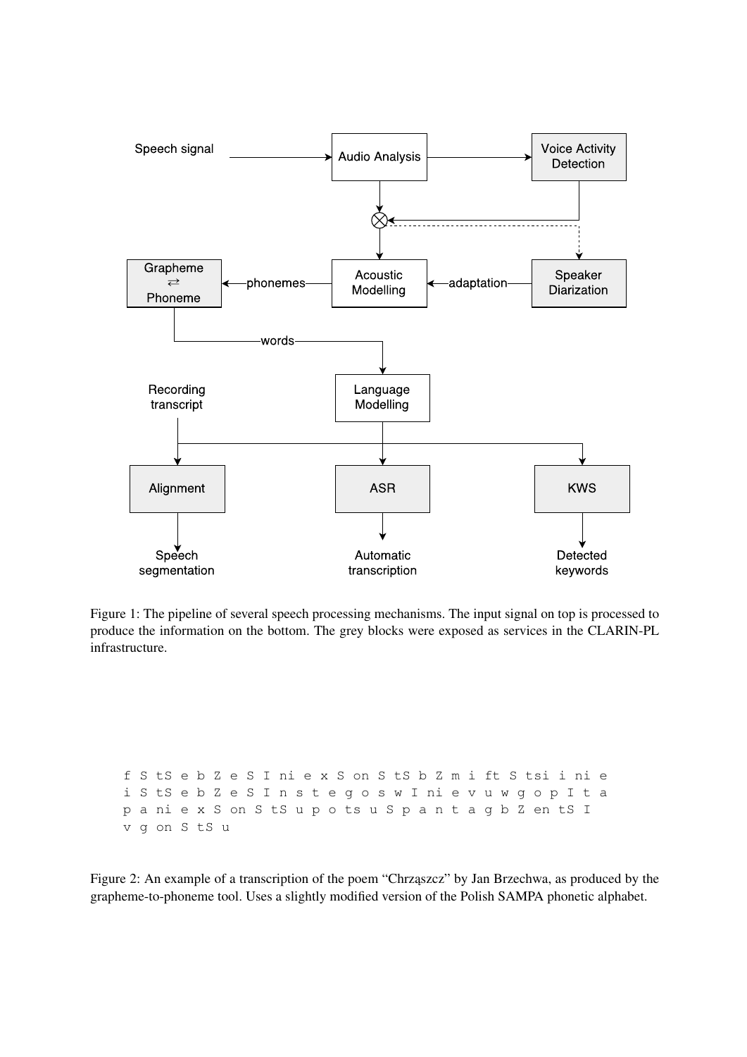Figure 1: The pipeline of several speech processing mechanisms. The input signal on top is processed to produce the information on the bottom. The grey blocks were exposed as services in the CLARIN-PL infrastructure.

```
f S tS e b Z e S I ni e x S on S tS b Z m i ft S tsi i ni e
i S tS e b Z e S I n s t e g o s w I ni e v u w g o p I t a
p a ni e x S on S tS u p o ts u S p a n t a g b Z en tS I
v g on S tS u
```

Figure 2: An example of a transcription of the poem "Chrząszcz" by Jan Brzechwa, as produced by the grapheme-to-phoneme tool. Uses a slightly modified version of the Polish SAMPA phonetic alphabet.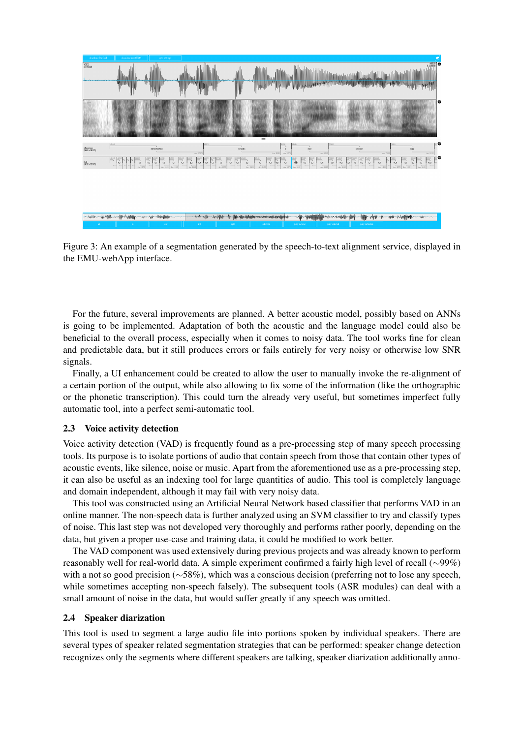Figure 3: An example of a segmentation generated by the speech-to-text alignment service, displayed in the EMU-webApp interface.

For the future, several improvements are planned. A better acoustic model, possibly based on ANNs is going to be implemented. Adaptation of both the acoustic and the language model could also be beneficial to the overall process, especially when it comes to noisy data. The tool works fine for clean and predictable data, but it still produces errors or fails entirely for very noisy or otherwise low SNR signals.

Finally, a UI enhancement could be created to allow the user to manually invoke the re-alignment of a certain portion of the output, while also allowing to fix some of the information (like the orthographic or the phonetic transcription). This could turn the already very useful, but sometimes imperfect fully automatic tool, into a perfect semi-automatic tool.

### 2.3 Voice activity detection

Voice activity detection (VAD) is frequently found as a pre-processing step of many speech processing tools. Its purpose is to isolate portions of audio that contain speech from those that contain other types of acoustic events, like silence, noise or music. Apart from the aforementioned use as a pre-processing step, it can also be useful as an indexing tool for large quantities of audio. This tool is completely language and domain independent, although it may fail with very noisy data.

This tool was constructed using an Artificial Neural Network based classifier that performs VAD in an online manner. The non-speech data is further analyzed using an SVM classifier to try and classify types of noise. This last step was not developed very thoroughly and performs rather poorly, depending on the data, but given a proper use-case and training data, it could be modified to work better.

The VAD component was used extensively during previous projects and was already known to perform reasonably well for real-world data. A simple experiment confirmed a fairly high level of recall (∼99%) with a not so good precision (∼58%), which was a conscious decision (preferring not to lose any speech, while sometimes accepting non-speech falsely). The subsequent tools (ASR modules) can deal with a small amount of noise in the data, but would suffer greatly if any speech was omitted.

### 2.4 Speaker diarization

This tool is used to segment a large audio file into portions spoken by individual speakers. There are several types of speaker related segmentation strategies that can be performed: speaker change detection recognizes only the segments where different speakers are talking, speaker diarization additionally anno-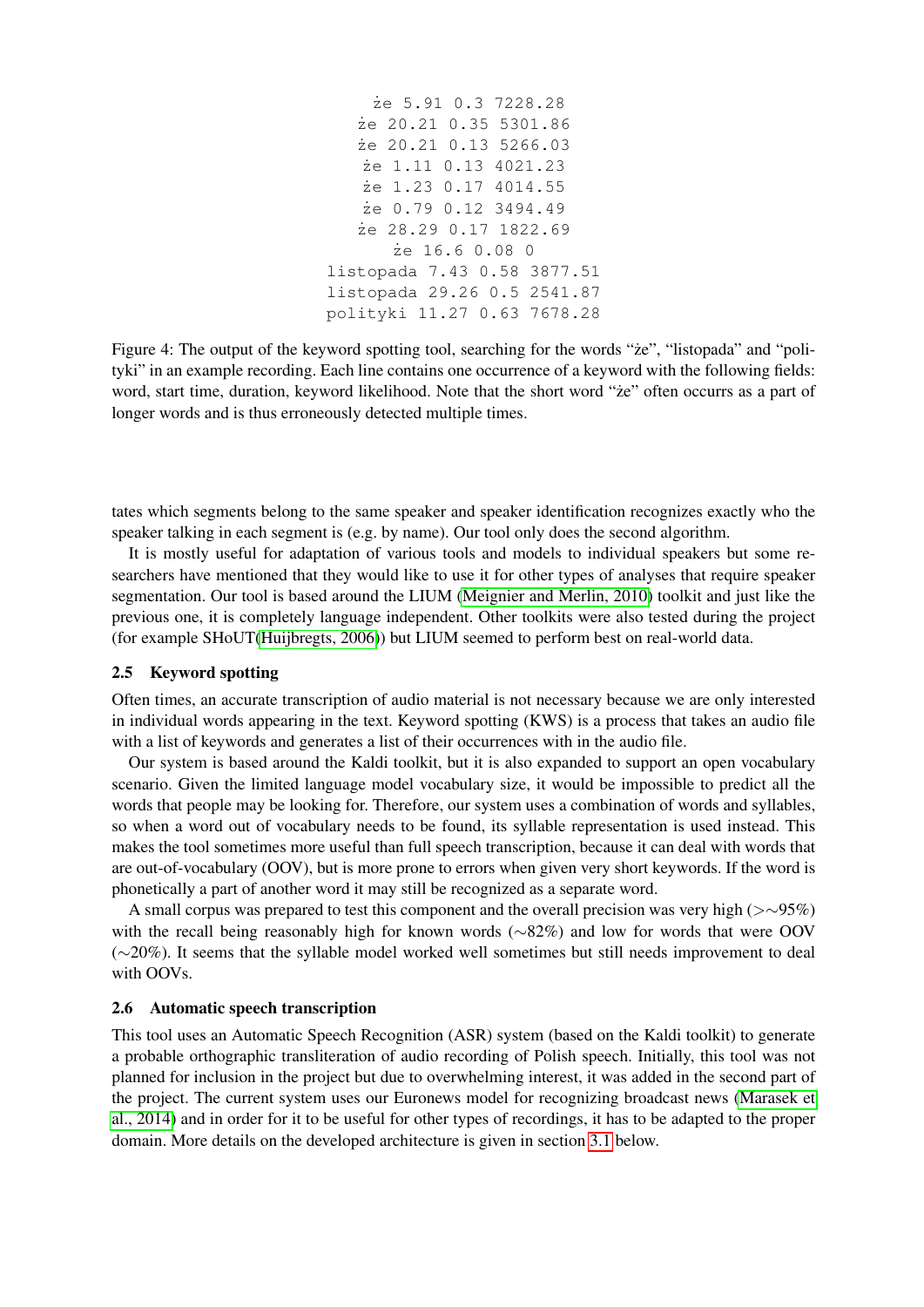```
że 5.91 0.3 7228.28
że 20.21 0.35 5301.86
że 20.21 0.13 5266.03
że 1.11 0.13 4021.23
że 1.23 0.17 4014.55
że 0.79 0.12 3494.49
że 28.29 0.17 1822.69
że 16.6 0.08 0
listopada 7.43 0.58 3877.51
listopada 29.26 0.5 2541.87
polityki 11.27 0.63 7678.28
```

Figure 4: The output of the keyword spotting tool, searching for the words "że", "listopada" and "polityki" in an example recording. Each line contains one occurrence of a keyword with the following fields: word, start time, duration, keyword likelihood. Note that the short word "że" often occurrs as a part of longer words and is thus erroneously detected multiple times.

tates which segments belong to the same speaker and speaker identification recognizes exactly who the speaker talking in each segment is (e.g. by name). Our tool only does the second algorithm.

It is mostly useful for adaptation of various tools and models to individual speakers but some researchers have mentioned that they would like to use it for other types of analyses that require speaker segmentation. Our tool is based around the LIUM (Meignier and Merlin, 2010) toolkit and just like the previous one, it is completely language independent. Other toolkits were also tested during the project (for example SHoUT(Huijbregts, 2006)) but LIUM seemed to perform best on real-world data.

### 2.5 Keyword spotting

Often times, an accurate transcription of audio material is not necessary because we are only interested in individual words appearing in the text. Keyword spotting (KWS) is a process that takes an audio file with a list of keywords and generates a list of their occurrences with in the audio file.

Our system is based around the Kaldi toolkit, but it is also expanded to support an open vocabulary scenario. Given the limited language model vocabulary size, it would be impossible to predict all the words that people may be looking for. Therefore, our system uses a combination of words and syllables, so when a word out of vocabulary needs to be found, its syllable representation is used instead. This makes the tool sometimes more useful than full speech transcription, because it can deal with words that are out-of-vocabulary (OOV), but is more prone to errors when given very short keywords. If the word is phonetically a part of another word it may still be recognized as a separate word.

A small corpus was prepared to test this component and the overall precision was very high (>∼95%) with the recall being reasonably high for known words (∼82%) and low for words that were OOV (∼20%). It seems that the syllable model worked well sometimes but still needs improvement to deal with OOVs.

### 2.6 Automatic speech transcription

This tool uses an Automatic Speech Recognition (ASR) system (based on the Kaldi toolkit) to generate a probable orthographic transliteration of audio recording of Polish speech. Initially, this tool was not planned for inclusion in the project but due to overwhelming interest, it was added in the second part of the project. The current system uses our Euronews model for recognizing broadcast news (Marasek et al., 2014) and in order for it to be useful for other types of recordings, it has to be adapted to the proper domain. More details on the developed architecture is given in section 3.1 below.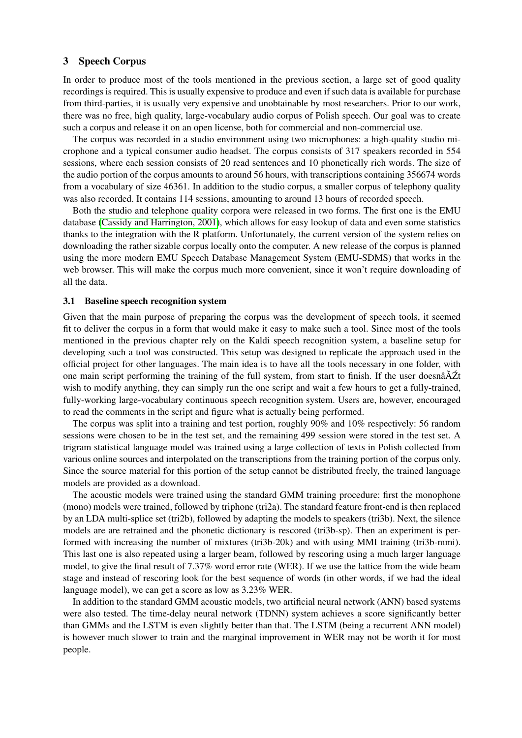## 3 Speech Corpus

In order to produce most of the tools mentioned in the previous section, a large set of good quality recordings is required. This is usually expensive to produce and even if such data is available for purchase from third-parties, it is usually very expensive and unobtainable by most researchers. Prior to our work, there was no free, high quality, large-vocabulary audio corpus of Polish speech. Our goal was to create such a corpus and release it on an open license, both for commercial and non-commercial use.

The corpus was recorded in a studio environment using two microphones: a high-quality studio microphone and a typical consumer audio headset. The corpus consists of 317 speakers recorded in 554 sessions, where each session consists of 20 read sentences and 10 phonetically rich words. The size of the audio portion of the corpus amounts to around 56 hours, with transcriptions containing 356674 words from a vocabulary of size 46361. In addition to the studio corpus, a smaller corpus of telephony quality was also recorded. It contains 114 sessions, amounting to around 13 hours of recorded speech.

Both the studio and telephone quality corpora were released in two forms. The first one is the EMU database (Cassidy and Harrington, 2001), which allows for easy lookup of data and even some statistics thanks to the integration with the R platform. Unfortunately, the current version of the system relies on downloading the rather sizable corpus locally onto the computer. A new release of the corpus is planned using the more modern EMU Speech Database Management System (EMU-SDMS) that works in the web browser. This will make the corpus much more convenient, since it won't require downloading of all the data.

### 3.1 Baseline speech recognition system

Given that the main purpose of preparing the corpus was the development of speech tools, it seemed fit to deliver the corpus in a form that would make it easy to make such a tool. Since most of the tools mentioned in the previous chapter rely on the Kaldi speech recognition system, a baseline setup for developing such a tool was constructed. This setup was designed to replicate the approach used in the official project for other languages. The main idea is to have all the tools necessary in one folder, with one main script performing the training of the full system, from start to finish. If the user doesnâĂŹt wish to modify anything, they can simply run the one script and wait a few hours to get a fully-trained, fully-working large-vocabulary continuous speech recognition system. Users are, however, encouraged to read the comments in the script and figure what is actually being performed.

The corpus was split into a training and test portion, roughly 90% and 10% respectively: 56 random sessions were chosen to be in the test set, and the remaining 499 session were stored in the test set. A trigram statistical language model was trained using a large collection of texts in Polish collected from various online sources and interpolated on the transcriptions from the training portion of the corpus only. Since the source material for this portion of the setup cannot be distributed freely, the trained language models are provided as a download.

The acoustic models were trained using the standard GMM training procedure: first the monophone (mono) models were trained, followed by triphone (tri2a). The standard feature front-end is then replaced by an LDA multi-splice set (tri2b), followed by adapting the models to speakers (tri3b). Next, the silence models are are retrained and the phonetic dictionary is rescored (tri3b-sp). Then an experiment is performed with increasing the number of mixtures (tri3b-20k) and with using MMI training (tri3b-mmi). This last one is also repeated using a larger beam, followed by rescoring using a much larger language model, to give the final result of 7.37% word error rate (WER). If we use the lattice from the wide beam stage and instead of rescoring look for the best sequence of words (in other words, if we had the ideal language model), we can get a score as low as 3.23% WER.

In addition to the standard GMM acoustic models, two artificial neural network (ANN) based systems were also tested. The time-delay neural network (TDNN) system achieves a score significantly better than GMMs and the LSTM is even slightly better than that. The LSTM (being a recurrent ANN model) is however much slower to train and the marginal improvement in WER may not be worth it for most people.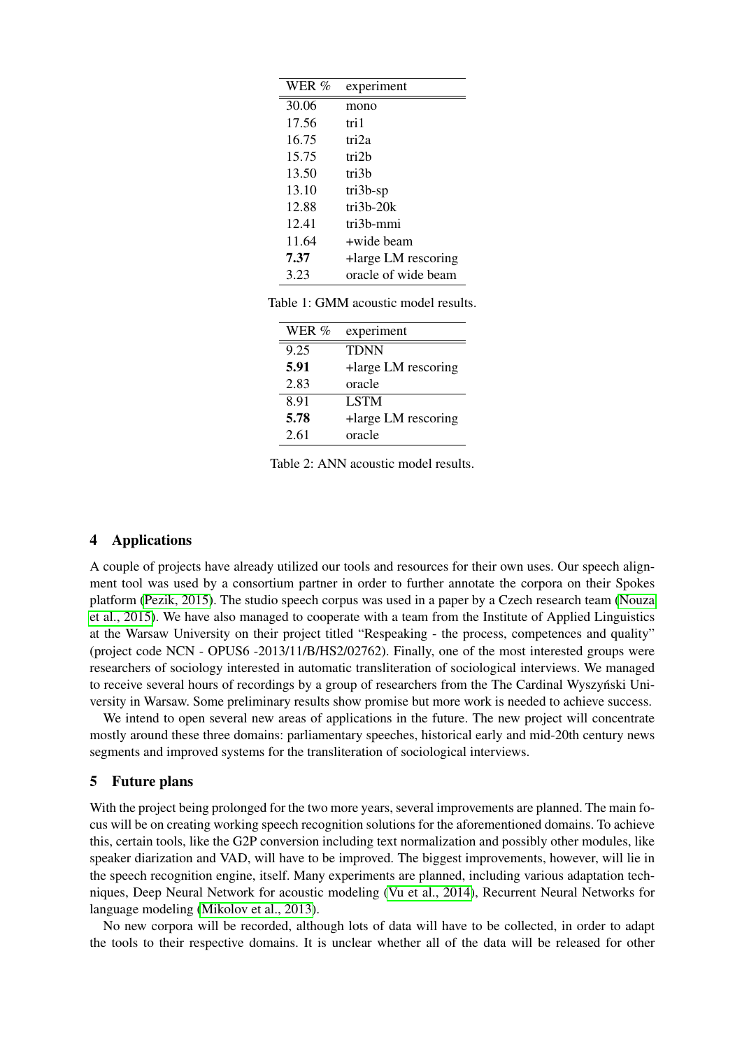| WER % | experiment |
|---|---|
| 30.06 | mono |
| 17.56 | tri1 |
| 16.75 | tri2a |
| 15.75 | tri2b |
| 13.50 | tri3b |
| 13.10 | tri3b-sp |
| 12.88 | tri3b-20k |
| 12.41 | tri3b-mmi |
| 11.64 | +wide beam |
| **7.37** | +large LM rescoring |
| 3.23 | oracle of wide beam |

Table 1: GMM acoustic model results.

| WER % | experiment |
|---|---|
| 9.25 | TDNN |
| **5.91** | +large LM rescoring |
| 2.83 | oracle |
| 8.91 | LSTM |
| **5.78** | +large LM rescoring |
| 2.61 | oracle |

Table 2: ANN acoustic model results.

## 4 Applications

A couple of projects have already utilized our tools and resources for their own uses. Our speech alignment tool was used by a consortium partner in order to further annotate the corpora on their Spokes platform (Pezik, 2015). The studio speech corpus was used in a paper by a Czech research team (Nouza et al., 2015). We have also managed to cooperate with a team from the Institute of Applied Linguistics at the Warsaw University on their project titled "Respeaking - the process, competences and quality" (project code NCN - OPUS6 -2013/11/B/HS2/02762). Finally, one of the most interested groups were researchers of sociology interested in automatic transliteration of sociological interviews. We managed to receive several hours of recordings by a group of researchers from the The Cardinal Wyszyński University in Warsaw. Some preliminary results show promise but more work is needed to achieve success.

We intend to open several new areas of applications in the future. The new project will concentrate mostly around these three domains: parliamentary speeches, historical early and mid-20th century news segments and improved systems for the transliteration of sociological interviews.

## 5 Future plans

With the project being prolonged for the two more years, several improvements are planned. The main focus will be on creating working speech recognition solutions for the aforementioned domains. To achieve this, certain tools, like the G2P conversion including text normalization and possibly other modules, like speaker diarization and VAD, will have to be improved. The biggest improvements, however, will lie in the speech recognition engine, itself. Many experiments are planned, including various adaptation techniques, Deep Neural Network for acoustic modeling (Vu et al., 2014), Recurrent Neural Networks for language modeling (Mikolov et al., 2013).

No new corpora will be recorded, although lots of data will have to be collected, in order to adapt the tools to their respective domains. It is unclear whether all of the data will be released for other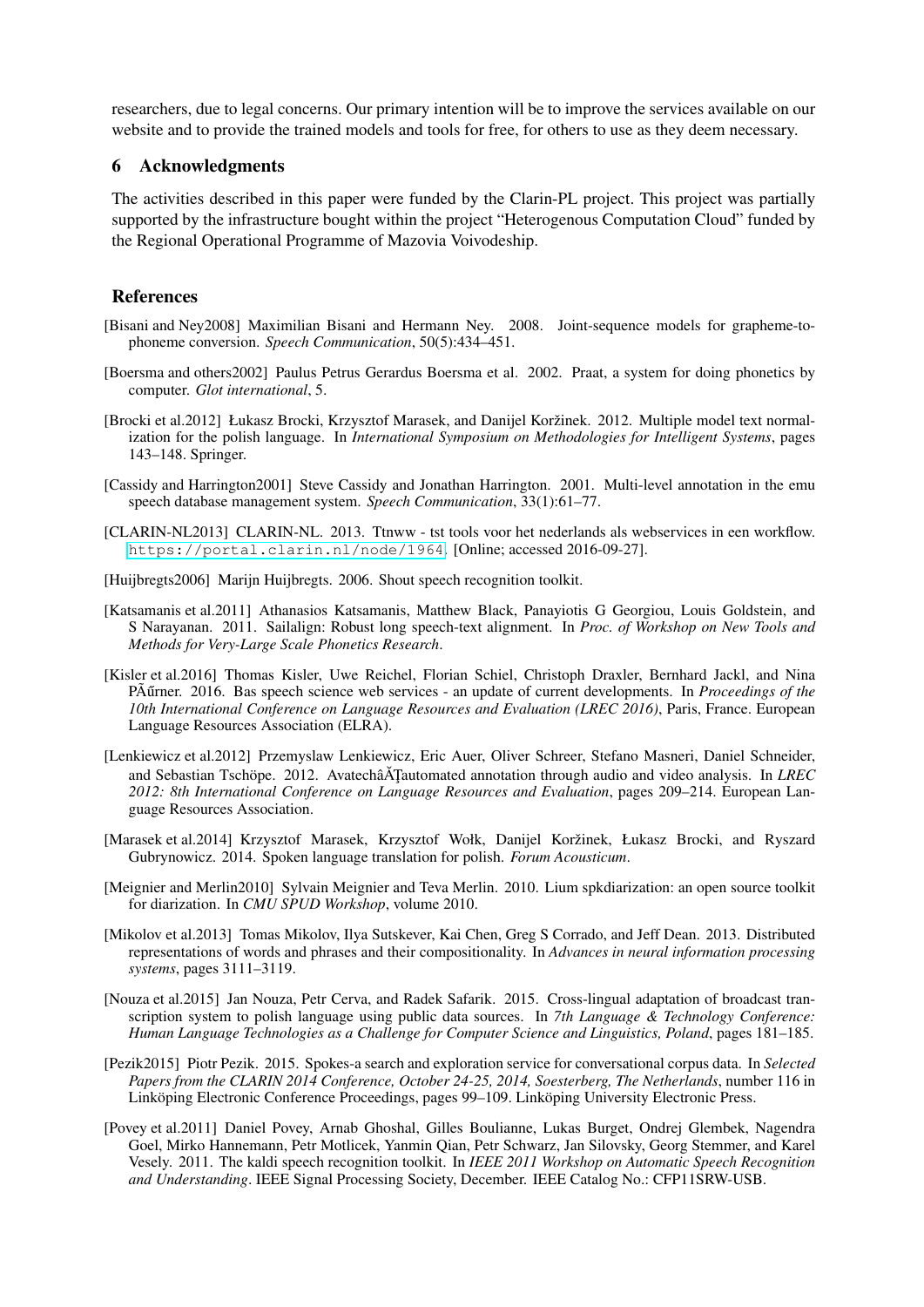researchers, due to legal concerns. Our primary intention will be to improve the services available on our website and to provide the trained models and tools for free, for others to use as they deem necessary.

## 6 Acknowledgments

The activities described in this paper were funded by the Clarin-PL project. This project was partially supported by the infrastructure bought within the project "Heterogenous Computation Cloud" funded by the Regional Operational Programme of Mazovia Voivodeship.

## References

[Bisani and Ney2008] Maximilian Bisani and Hermann Ney. 2008. Joint-sequence models for grapheme-to-phoneme conversion. *Speech Communication*, 50(5):434–451.

[Boersma and others2002] Paulus Petrus Gerardus Boersma et al. 2002. Praat, a system for doing phonetics by computer. *Glot international*, 5.

[Brocki et al.2012] Łukasz Brocki, Krzysztof Marasek, and Danijel Koržinek. 2012. Multiple model text normalization for the polish language. In *International Symposium on Methodologies for Intelligent Systems*, pages 143–148. Springer.

[Cassidy and Harrington2001] Steve Cassidy and Jonathan Harrington. 2001. Multi-level annotation in the emu speech database management system. *Speech Communication*, 33(1):61–77.

[CLARIN-NL2013] CLARIN-NL. 2013. Ttnww - tst tools voor het nederlands als webservices in een workflow. https://portal.clarin.nl/node/1964. [Online; accessed 2016-09-27].

[Huijbregts2006] Marijn Huijbregts. 2006. Shout speech recognition toolkit.

[Katsamanis et al.2011] Athanasios Katsamanis, Matthew Black, Panayiotis G Georgiou, Louis Goldstein, and S Narayanan. 2011. Sailalign: Robust long speech-text alignment. In *Proc. of Workshop on New Tools and Methods for Very-Large Scale Phonetics Research*.

[Kisler et al.2016] Thomas Kisler, Uwe Reichel, Florian Schiel, Christoph Draxler, Bernhard Jackl, and Nina PÃűrner. 2016. Bas speech science web services - an update of current developments. In *Proceedings of the 10th International Conference on Language Resources and Evaluation (LREC 2016)*, Paris, France. European Language Resources Association (ELRA).

[Lenkiewicz et al.2012] Przemyslaw Lenkiewicz, Eric Auer, Oliver Schreer, Stefano Masneri, Daniel Schneider, and Sebastian Tschöpe. 2012. AvatechâĂŢautomated annotation through audio and video analysis. In *LREC 2012: 8th International Conference on Language Resources and Evaluation*, pages 209–214. European Language Resources Association.

[Marasek et al.2014] Krzysztof Marasek, Krzysztof Wołk, Danijel Koržinek, Łukasz Brocki, and Ryszard Gubrynowicz. 2014. Spoken language translation for polish. *Forum Acousticum*.

[Meignier and Merlin2010] Sylvain Meignier and Teva Merlin. 2010. Lium spkdiarization: an open source toolkit for diarization. In *CMU SPUD Workshop*, volume 2010.

[Mikolov et al.2013] Tomas Mikolov, Ilya Sutskever, Kai Chen, Greg S Corrado, and Jeff Dean. 2013. Distributed representations of words and phrases and their compositionality. In *Advances in neural information processing systems*, pages 3111–3119.

[Nouza et al.2015] Jan Nouza, Petr Cerva, and Radek Safarik. 2015. Cross-lingual adaptation of broadcast transcription system to polish language using public data sources. In *7th Language & Technology Conference: Human Language Technologies as a Challenge for Computer Science and Linguistics, Poland*, pages 181–185.

[Pezik2015] Piotr Pezik. 2015. Spokes-a search and exploration service for conversational corpus data. In *Selected Papers from the CLARIN 2014 Conference, October 24-25, 2014, Soesterberg, The Netherlands*, number 116 in Linköping Electronic Conference Proceedings, pages 99–109. Linköping University Electronic Press.

[Povey et al.2011] Daniel Povey, Arnab Ghoshal, Gilles Boulianne, Lukas Burget, Ondrej Glembek, Nagendra Goel, Mirko Hannemann, Petr Motlicek, Yanmin Qian, Petr Schwarz, Jan Silovsky, Georg Stemmer, and Karel Vesely. 2011. The kaldi speech recognition toolkit. In *IEEE 2011 Workshop on Automatic Speech Recognition and Understanding*. IEEE Signal Processing Society, December. IEEE Catalog No.: CFP11SRW-USB.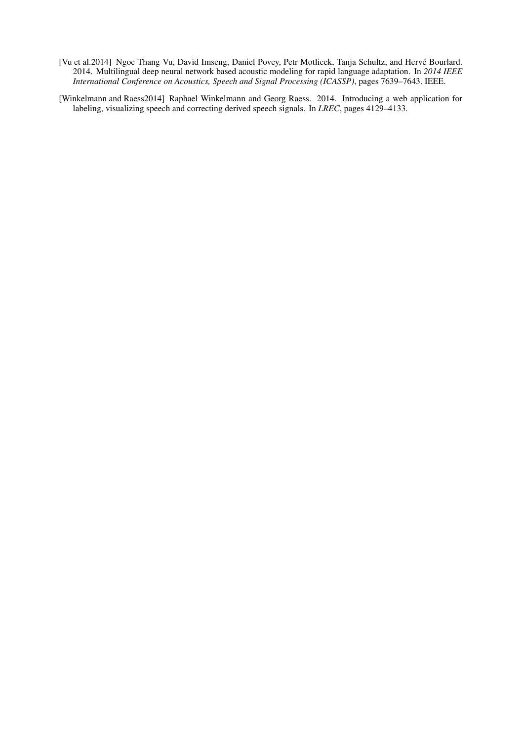[Vu et al.2014] Ngoc Thang Vu, David Imseng, Daniel Povey, Petr Motlicek, Tanja Schultz, and Hervé Bourlard. 2014. Multilingual deep neural network based acoustic modeling for rapid language adaptation. In *2014 IEEE International Conference on Acoustics, Speech and Signal Processing (ICASSP)*, pages 7639–7643. IEEE.

[Winkelmann and Raess2014] Raphael Winkelmann and Georg Raess. 2014. Introducing a web application for labeling, visualizing speech and correcting derived speech signals. In *LREC*, pages 4129–4133.